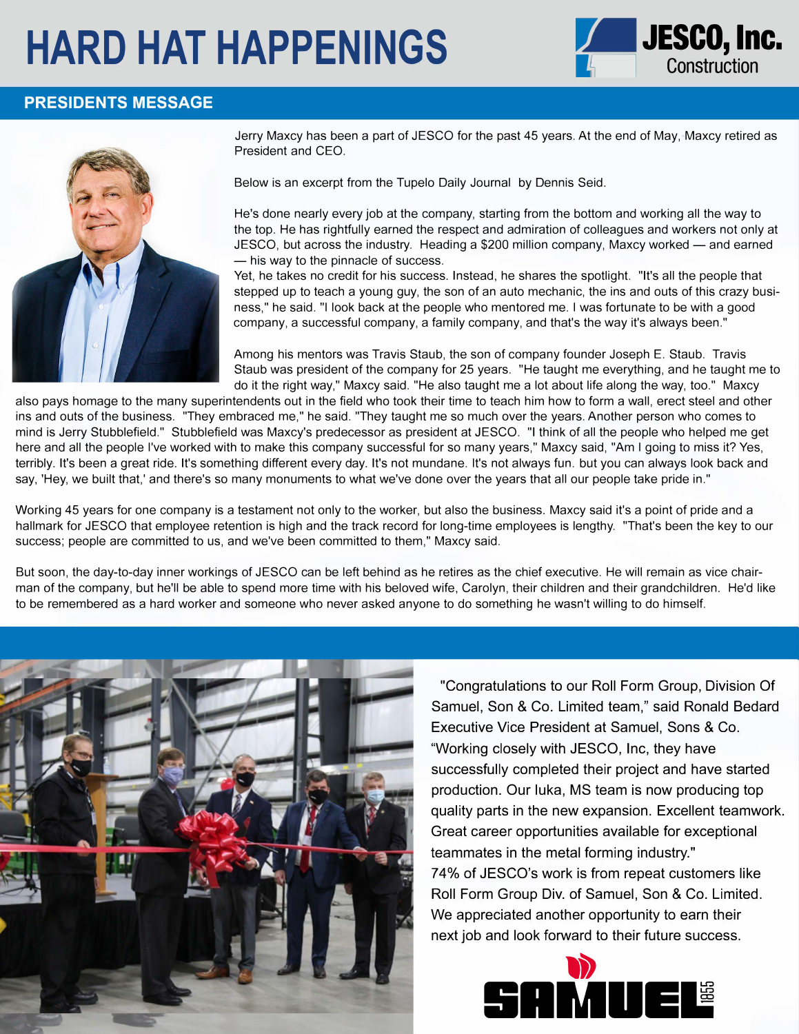# HARD HAT HAPPENINGS

JESCO, Inc. Construction

## PRESIDENTS MESSAGE

Jerry Maxcy has been a part of JESCO for the past 45 years. At the end of May, Maxcy retired as President and CEO.

Below is an excerpt from the Tupelo Daily Journal by Dennis Seid.

He's done nearly every job at the company, starting from the bottom and working all the way to the top. He has rightfully earned the respect and admiration of colleagues and workers not only at JESCO, but across the industry. Heading a $200 million company, Maxcy worked — and earned — his way to the pinnacle of success.

Yet, he takes no credit for his success. Instead, he shares the spotlight. "It's all the people that stepped up to teach a young guy, the son of an auto mechanic, the ins and outs of this crazy business," he said. "I look back at the people who mentored me. I was fortunate to be with a good company, a successful company, a family company, and that's the way it's always been."

Among his mentors was Travis Staub, the son of company founder Joseph E. Staub. Travis Staub was president of the company for 25 years. "He taught me everything, and he taught me to do it the right way," Maxcy said. "He also taught me a lot about life along the way, too." Maxcy also pays homage to the many superintendents out in the field who took their time to teach him how to form a wall, erect steel and other ins and outs of the business. "They embraced me," he said. "They taught me so much over the years. Another person who comes to mind is Jerry Stubblefield." Stubblefield was Maxcy's predecessor as president at JESCO. "I think of all the people who helped me get here and all the people I've worked with to make this company successful for so many years," Maxcy said, "Am I going to miss it? Yes, terribly. It's been a great ride. It's something different every day. It's not mundane. It's not always fun. but you can always look back and say, 'Hey, we built that,' and there's so many monuments to what we've done over the years that all our people take pride in."

Working 45 years for one company is a testament not only to the worker, but also the business. Maxcy said it's a point of pride and a hallmark for JESCO that employee retention is high and the track record for long-time employees is lengthy. "That's been the key to our success; people are committed to us, and we've been committed to them," Maxcy said.

But soon, the day-to-day inner workings of JESCO can be left behind as he retires as the chief executive. He will remain as vice chairman of the company, but he'll be able to spend more time with his beloved wife, Carolyn, their children and their grandchildren. He'd like to be remembered as a hard worker and someone who never asked anyone to do something he wasn't willing to do himself.

---

"Congratulations to our Roll Form Group, Division Of Samuel, Son & Co. Limited team," said Ronald Bedard Executive Vice President at Samuel, Sons & Co. "Working closely with JESCO, Inc, they have successfully completed their project and have started production. Our Iuka, MS team is now producing top quality parts in the new expansion. Excellent teamwork. Great career opportunities available for exceptional teammates in the metal forming industry."

74% of JESCO's work is from repeat customers like Roll Form Group Div. of Samuel, Son & Co. Limited. We appreciated another opportunity to earn their next job and look forward to their future success.

SAMUEL 1855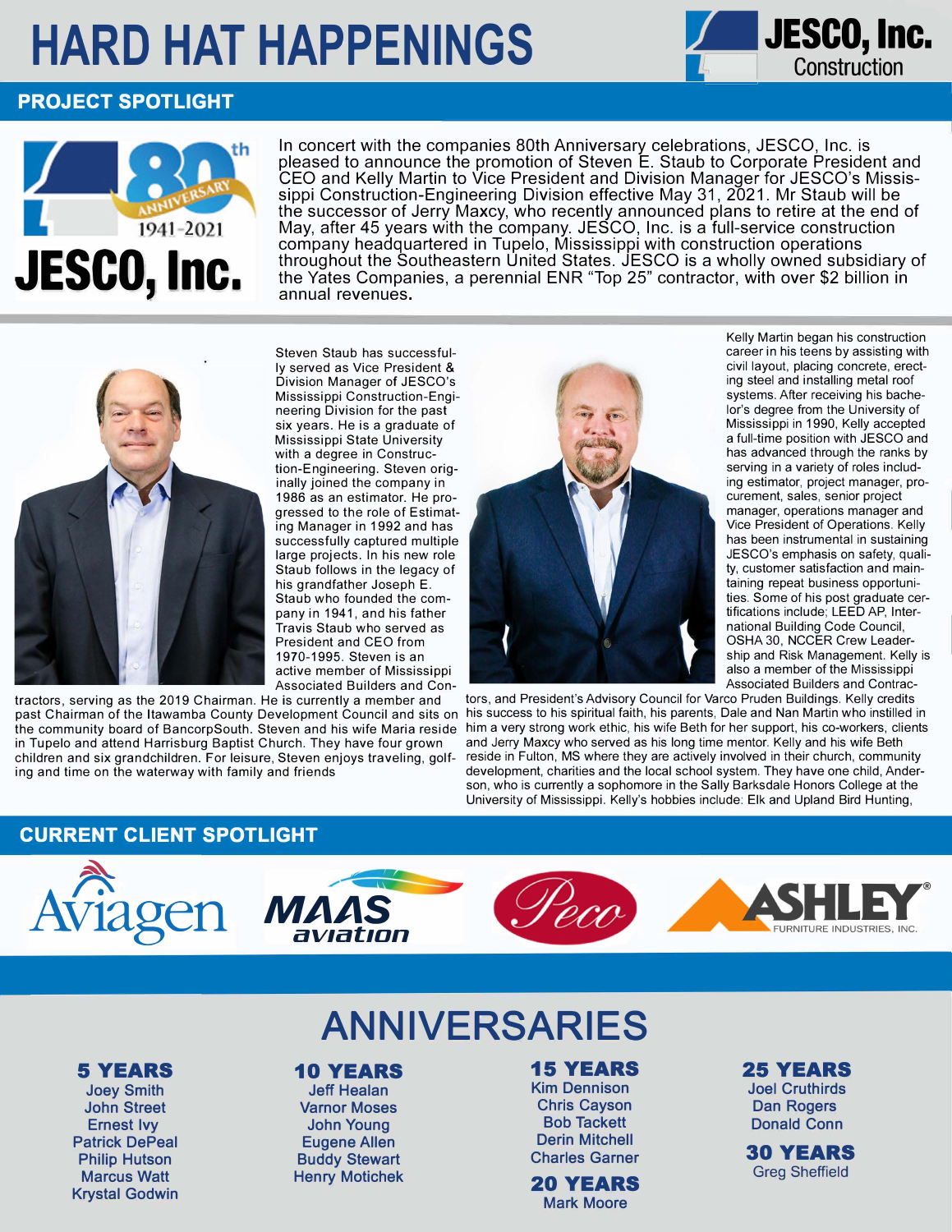# HARD HAT HAPPENINGS

JESCO, Inc. Construction

## PROJECT SPOTLIGHT

80th ANNIVERSARY 1941-2021 JESCO, Inc.

In concert with the companies 80th Anniversary celebrations, JESCO, Inc. is pleased to announce the promotion of Steven E. Staub to Corporate President and CEO and Kelly Martin to Vice President and Division Manager for JESCO's Mississippi Construction-Engineering Division effective May 31, 2021. Mr Staub will be the successor of Jerry Maxcy, who recently announced plans to retire at the end of May, after 45 years with the company. JESCO, Inc. is a full-service construction company headquartered in Tupelo, Mississippi with construction operations throughout the Southeastern United States. JESCO is a wholly owned subsidiary of the Yates Companies, a perennial ENR "Top 25" contractor, with over $2 billion in annual revenues.

Steven Staub has successfully served as Vice President & Division Manager of JESCO's Mississippi Construction-Engineering Division for the past six years. He is a graduate of Mississippi State University with a degree in Construction-Engineering. Steven originally joined the company in 1986 as an estimator. He progressed to the role of Estimating Manager in 1992 and has successfully captured multiple large projects. In his new role Staub follows in the legacy of his grandfather Joseph E. Staub who founded the company in 1941, and his father Travis Staub who served as President and CEO from 1970-1995. Steven is an active member of Mississippi Associated Builders and Contractors, serving as the 2019 Chairman. He is currently a member and past Chairman of the Itawamba County Development Council and sits on the community board of BancorpSouth. Steven and his wife Maria reside in Tupelo and attend Harrisburg Baptist Church. They have four grown children and six grandchildren. For leisure, Steven enjoys traveling, golfing and time on the waterway with family and friends

Kelly Martin began his construction career in his teens by assisting with civil layout, placing concrete, erecting steel and installing metal roof systems. After receiving his bachelor's degree from the University of Mississippi in 1990, Kelly accepted a full-time position with JESCO and has advanced through the ranks by serving in a variety of roles including estimator, project manager, procurement, sales, senior project manager, operations manager and Vice President of Operations. Kelly has been instrumental in sustaining JESCO's emphasis on safety, quality, customer satisfaction and maintaining repeat business opportunities. Some of his post graduate certifications include; LEED AP, International Building Code Council, OSHA 30, NCCER Crew Leadership and Risk Management. Kelly is also a member of the Mississippi Associated Builders and Contractors, and President's Advisory Council for Varco Pruden Buildings. Kelly credits his success to his spiritual faith, his parents, Dale and Nan Martin who instilled in him a very strong work ethic, his wife Beth for her support, his co-workers, clients and Jerry Maxcy who served as his long time mentor. Kelly and his wife Beth reside in Fulton, MS where they are actively involved in their church, community development, charities and the local school system. They have one child, Anderson, who is currently a sophomore in the Sally Barksdale Honors College at the University of Mississippi. Kelly's hobbies include: Elk and Upland Bird Hunting,

## CURRENT CLIENT SPOTLIGHT

Aviagen | MAAS aviation | Peco | ASHLEY FURNITURE INDUSTRIES, INC.

# ANNIVERSARIES

### 5 YEARS
Joey Smith
John Street
Ernest Ivy
Patrick DePeal
Philip Hutson
Marcus Watt
Krystal Godwin

### 10 YEARS
Jeff Healan
Varnor Moses
John Young
Eugene Allen
Buddy Stewart
Henry Motichek

### 15 YEARS
Kim Dennison
Chris Cayson
Bob Tackett
Derin Mitchell
Charles Garner

### 20 YEARS
Mark Moore

### 25 YEARS
Joel Cruthirds
Dan Rogers
Donald Conn

### 30 YEARS
Greg Sheffield